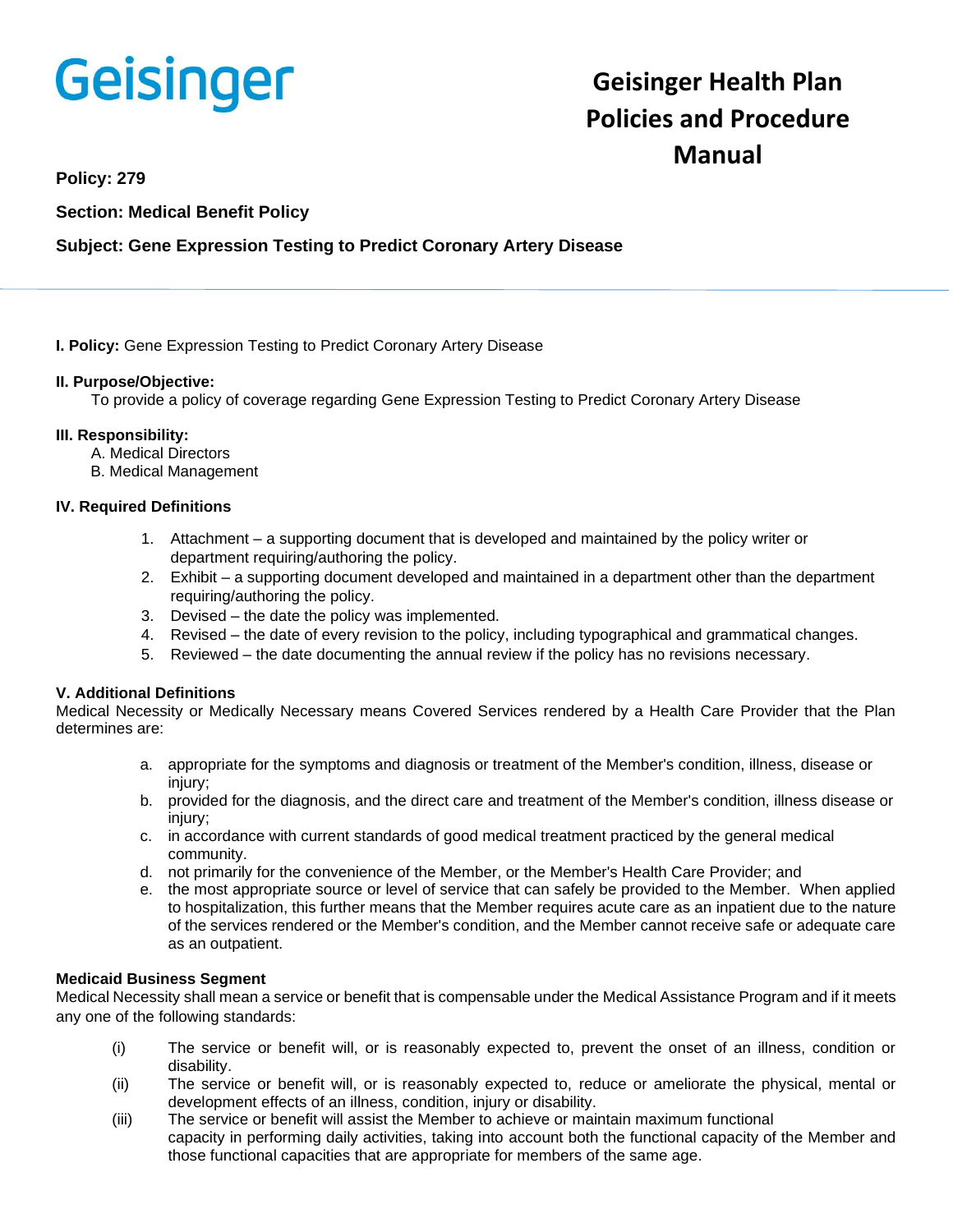Geisinger

# Geisinger Health Plan Policies and Procedure Manual

**Policy: 279**

**Section: Medical Benefit Policy**

**Subject: Gene Expression Testing to Predict Coronary Artery Disease**

**I. Policy:** Gene Expression Testing to Predict Coronary Artery Disease

**II. Purpose/Objective:**
To provide a policy of coverage regarding Gene Expression Testing to Predict Coronary Artery Disease

**III. Responsibility:**
A. Medical Directors
B. Medical Management

**IV. Required Definitions**

1. Attachment – a supporting document that is developed and maintained by the policy writer or department requiring/authoring the policy.
2. Exhibit – a supporting document developed and maintained in a department other than the department requiring/authoring the policy.
3. Devised – the date the policy was implemented.
4. Revised – the date of every revision to the policy, including typographical and grammatical changes.
5. Reviewed – the date documenting the annual review if the policy has no revisions necessary.

**V. Additional Definitions**
Medical Necessity or Medically Necessary means Covered Services rendered by a Health Care Provider that the Plan determines are:

a. appropriate for the symptoms and diagnosis or treatment of the Member's condition, illness, disease or injury;
b. provided for the diagnosis, and the direct care and treatment of the Member's condition, illness disease or injury;
c. in accordance with current standards of good medical treatment practiced by the general medical community.
d. not primarily for the convenience of the Member, or the Member's Health Care Provider; and
e. the most appropriate source or level of service that can safely be provided to the Member. When applied to hospitalization, this further means that the Member requires acute care as an inpatient due to the nature of the services rendered or the Member's condition, and the Member cannot receive safe or adequate care as an outpatient.

**Medicaid Business Segment**
Medical Necessity shall mean a service or benefit that is compensable under the Medical Assistance Program and if it meets any one of the following standards:

(i) The service or benefit will, or is reasonably expected to, prevent the onset of an illness, condition or disability.
(ii) The service or benefit will, or is reasonably expected to, reduce or ameliorate the physical, mental or development effects of an illness, condition, injury or disability.
(iii) The service or benefit will assist the Member to achieve or maintain maximum functional capacity in performing daily activities, taking into account both the functional capacity of the Member and those functional capacities that are appropriate for members of the same age.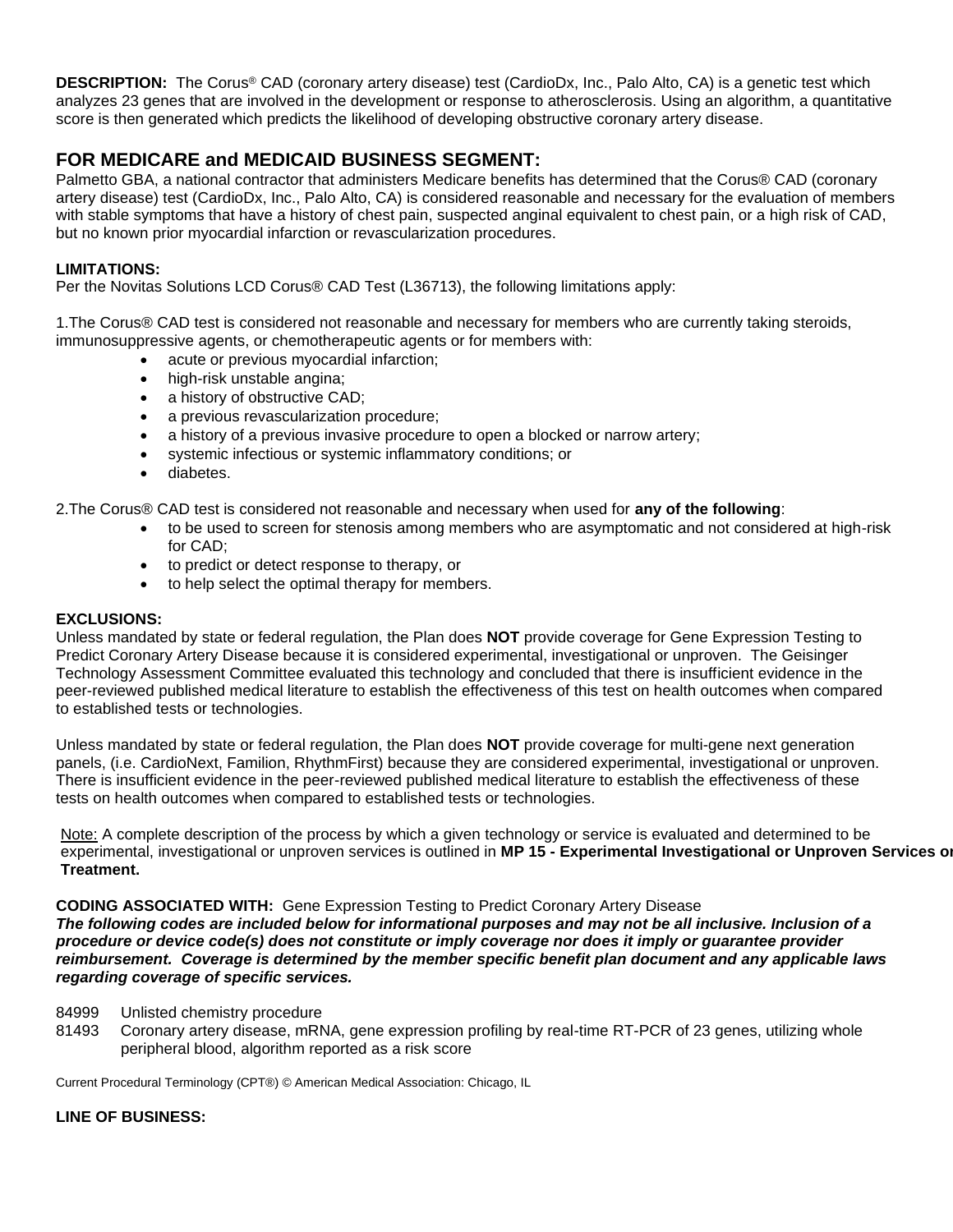**DESCRIPTION:** The Corus® CAD (coronary artery disease) test (CardioDx, Inc., Palo Alto, CA) is a genetic test which analyzes 23 genes that are involved in the development or response to atherosclerosis. Using an algorithm, a quantitative score is then generated which predicts the likelihood of developing obstructive coronary artery disease.

## FOR MEDICARE and MEDICAID BUSINESS SEGMENT:

Palmetto GBA, a national contractor that administers Medicare benefits has determined that the Corus® CAD (coronary artery disease) test (CardioDx, Inc., Palo Alto, CA) is considered reasonable and necessary for the evaluation of members with stable symptoms that have a history of chest pain, suspected anginal equivalent to chest pain, or a high risk of CAD, but no known prior myocardial infarction or revascularization procedures.

**LIMITATIONS:**
Per the Novitas Solutions LCD Corus® CAD Test (L36713), the following limitations apply:

1.The Corus® CAD test is considered not reasonable and necessary for members who are currently taking steroids, immunosuppressive agents, or chemotherapeutic agents or for members with:

- acute or previous myocardial infarction;
- high-risk unstable angina;
- a history of obstructive CAD;
- a previous revascularization procedure;
- a history of a previous invasive procedure to open a blocked or narrow artery;
- systemic infectious or systemic inflammatory conditions; or
- diabetes.

2.The Corus® CAD test is considered not reasonable and necessary when used for **any of the following**:

- to be used to screen for stenosis among members who are asymptomatic and not considered at high-risk for CAD;
- to predict or detect response to therapy, or
- to help select the optimal therapy for members.

**EXCLUSIONS:**
Unless mandated by state or federal regulation, the Plan does **NOT** provide coverage for Gene Expression Testing to Predict Coronary Artery Disease because it is considered experimental, investigational or unproven. The Geisinger Technology Assessment Committee evaluated this technology and concluded that there is insufficient evidence in the peer-reviewed published medical literature to establish the effectiveness of this test on health outcomes when compared to established tests or technologies.

Unless mandated by state or federal regulation, the Plan does **NOT** provide coverage for multi-gene next generation panels, (i.e. CardioNext, Familion, RhythmFirst) because they are considered experimental, investigational or unproven. There is insufficient evidence in the peer-reviewed published medical literature to establish the effectiveness of these tests on health outcomes when compared to established tests or technologies.

Note: A complete description of the process by which a given technology or service is evaluated and determined to be experimental, investigational or unproven services is outlined in **MP 15 - Experimental Investigational or Unproven Services or Treatment.**

**CODING ASSOCIATED WITH:** Gene Expression Testing to Predict Coronary Artery Disease
***The following codes are included below for informational purposes and may not be all inclusive. Inclusion of a procedure or device code(s) does not constitute or imply coverage nor does it imply or guarantee provider reimbursement. Coverage is determined by the member specific benefit plan document and any applicable laws regarding coverage of specific services.***

84999 Unlisted chemistry procedure
81493 Coronary artery disease, mRNA, gene expression profiling by real-time RT-PCR of 23 genes, utilizing whole peripheral blood, algorithm reported as a risk score

Current Procedural Terminology (CPT®) © American Medical Association: Chicago, IL

**LINE OF BUSINESS:**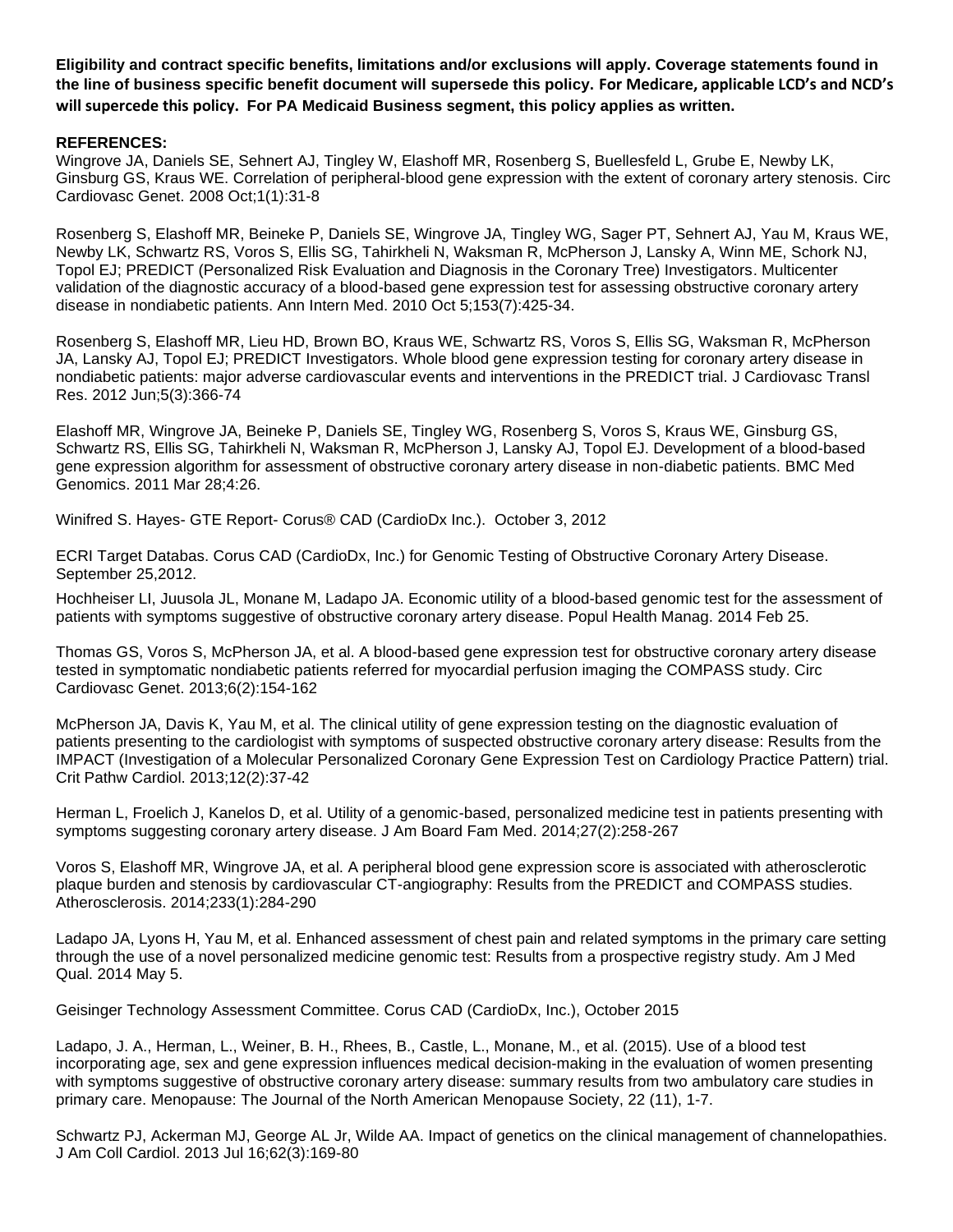**Eligibility and contract specific benefits, limitations and/or exclusions will apply. Coverage statements found in the line of business specific benefit document will supersede this policy. For Medicare, applicable LCD's and NCD's will supercede this policy. For PA Medicaid Business segment, this policy applies as written.**

**REFERENCES:**

Wingrove JA, Daniels SE, Sehnert AJ, Tingley W, Elashoff MR, Rosenberg S, Buellesfeld L, Grube E, Newby LK, Ginsburg GS, Kraus WE. Correlation of peripheral-blood gene expression with the extent of coronary artery stenosis. Circ Cardiovasc Genet. 2008 Oct;1(1):31-8

Rosenberg S, Elashoff MR, Beineke P, Daniels SE, Wingrove JA, Tingley WG, Sager PT, Sehnert AJ, Yau M, Kraus WE, Newby LK, Schwartz RS, Voros S, Ellis SG, Tahirkheli N, Waksman R, McPherson J, Lansky A, Winn ME, Schork NJ, Topol EJ; PREDICT (Personalized Risk Evaluation and Diagnosis in the Coronary Tree) Investigators. Multicenter validation of the diagnostic accuracy of a blood-based gene expression test for assessing obstructive coronary artery disease in nondiabetic patients. Ann Intern Med. 2010 Oct 5;153(7):425-34.

Rosenberg S, Elashoff MR, Lieu HD, Brown BO, Kraus WE, Schwartz RS, Voros S, Ellis SG, Waksman R, McPherson JA, Lansky AJ, Topol EJ; PREDICT Investigators. Whole blood gene expression testing for coronary artery disease in nondiabetic patients: major adverse cardiovascular events and interventions in the PREDICT trial. J Cardiovasc Transl Res. 2012 Jun;5(3):366-74

Elashoff MR, Wingrove JA, Beineke P, Daniels SE, Tingley WG, Rosenberg S, Voros S, Kraus WE, Ginsburg GS, Schwartz RS, Ellis SG, Tahirkheli N, Waksman R, McPherson J, Lansky AJ, Topol EJ. Development of a blood-based gene expression algorithm for assessment of obstructive coronary artery disease in non-diabetic patients. BMC Med Genomics. 2011 Mar 28;4:26.

Winifred S. Hayes- GTE Report- Corus® CAD (CardioDx Inc.). October 3, 2012

ECRI Target Databas. Corus CAD (CardioDx, Inc.) for Genomic Testing of Obstructive Coronary Artery Disease. September 25,2012.

Hochheiser LI, Juusola JL, Monane M, Ladapo JA. Economic utility of a blood-based genomic test for the assessment of patients with symptoms suggestive of obstructive coronary artery disease. Popul Health Manag. 2014 Feb 25.

Thomas GS, Voros S, McPherson JA, et al. A blood-based gene expression test for obstructive coronary artery disease tested in symptomatic nondiabetic patients referred for myocardial perfusion imaging the COMPASS study. Circ Cardiovasc Genet. 2013;6(2):154-162

McPherson JA, Davis K, Yau M, et al. The clinical utility of gene expression testing on the diagnostic evaluation of patients presenting to the cardiologist with symptoms of suspected obstructive coronary artery disease: Results from the IMPACT (Investigation of a Molecular Personalized Coronary Gene Expression Test on Cardiology Practice Pattern) trial. Crit Pathw Cardiol. 2013;12(2):37-42

Herman L, Froelich J, Kanelos D, et al. Utility of a genomic-based, personalized medicine test in patients presenting with symptoms suggesting coronary artery disease. J Am Board Fam Med. 2014;27(2):258-267

Voros S, Elashoff MR, Wingrove JA, et al. A peripheral blood gene expression score is associated with atherosclerotic plaque burden and stenosis by cardiovascular CT-angiography: Results from the PREDICT and COMPASS studies. Atherosclerosis. 2014;233(1):284-290

Ladapo JA, Lyons H, Yau M, et al. Enhanced assessment of chest pain and related symptoms in the primary care setting through the use of a novel personalized medicine genomic test: Results from a prospective registry study. Am J Med Qual. 2014 May 5.

Geisinger Technology Assessment Committee. Corus CAD (CardioDx, Inc.), October 2015

Ladapo, J. A., Herman, L., Weiner, B. H., Rhees, B., Castle, L., Monane, M., et al. (2015). Use of a blood test incorporating age, sex and gene expression influences medical decision-making in the evaluation of women presenting with symptoms suggestive of obstructive coronary artery disease: summary results from two ambulatory care studies in primary care. Menopause: The Journal of the North American Menopause Society, 22 (11), 1-7.

Schwartz PJ, Ackerman MJ, George AL Jr, Wilde AA. Impact of genetics on the clinical management of channelopathies. J Am Coll Cardiol. 2013 Jul 16;62(3):169-80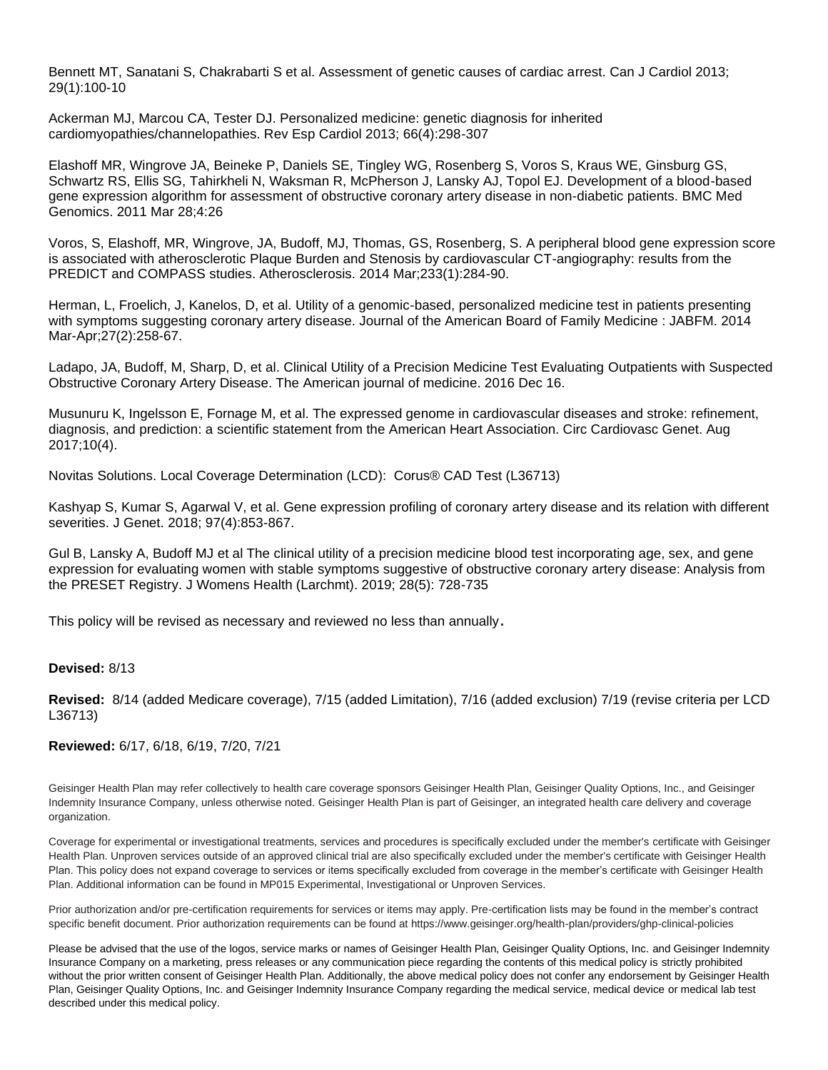Bennett MT, Sanatani S, Chakrabarti S et al. Assessment of genetic causes of cardiac arrest. Can J Cardiol 2013; 29(1):100-10

Ackerman MJ, Marcou CA, Tester DJ. Personalized medicine: genetic diagnosis for inherited cardiomyopathies/channelopathies. Rev Esp Cardiol 2013; 66(4):298-307

Elashoff MR, Wingrove JA, Beineke P, Daniels SE, Tingley WG, Rosenberg S, Voros S, Kraus WE, Ginsburg GS, Schwartz RS, Ellis SG, Tahirkheli N, Waksman R, McPherson J, Lansky AJ, Topol EJ. Development of a blood-based gene expression algorithm for assessment of obstructive coronary artery disease in non-diabetic patients. BMC Med Genomics. 2011 Mar 28;4:26

Voros, S, Elashoff, MR, Wingrove, JA, Budoff, MJ, Thomas, GS, Rosenberg, S. A peripheral blood gene expression score is associated with atherosclerotic Plaque Burden and Stenosis by cardiovascular CT-angiography: results from the PREDICT and COMPASS studies. Atherosclerosis. 2014 Mar;233(1):284-90.

Herman, L, Froelich, J, Kanelos, D, et al. Utility of a genomic-based, personalized medicine test in patients presenting with symptoms suggesting coronary artery disease. Journal of the American Board of Family Medicine : JABFM. 2014 Mar-Apr;27(2):258-67.

Ladapo, JA, Budoff, M, Sharp, D, et al. Clinical Utility of a Precision Medicine Test Evaluating Outpatients with Suspected Obstructive Coronary Artery Disease. The American journal of medicine. 2016 Dec 16.

Musunuru K, Ingelsson E, Fornage M, et al. The expressed genome in cardiovascular diseases and stroke: refinement, diagnosis, and prediction: a scientific statement from the American Heart Association. Circ Cardiovasc Genet. Aug 2017;10(4).

Novitas Solutions. Local Coverage Determination (LCD): Corus® CAD Test (L36713)

Kashyap S, Kumar S, Agarwal V, et al. Gene expression profiling of coronary artery disease and its relation with different severities. J Genet. 2018; 97(4):853-867.

Gul B, Lansky A, Budoff MJ et al The clinical utility of a precision medicine blood test incorporating age, sex, and gene expression for evaluating women with stable symptoms suggestive of obstructive coronary artery disease: Analysis from the PRESET Registry. J Womens Health (Larchmt). 2019; 28(5): 728-735

This policy will be revised as necessary and reviewed no less than annually.

**Devised:** 8/13

**Revised:** 8/14 (added Medicare coverage), 7/15 (added Limitation), 7/16 (added exclusion) 7/19 (revise criteria per LCD L36713)

**Reviewed:** 6/17, 6/18, 6/19, 7/20, 7/21

Geisinger Health Plan may refer collectively to health care coverage sponsors Geisinger Health Plan, Geisinger Quality Options, Inc., and Geisinger Indemnity Insurance Company, unless otherwise noted. Geisinger Health Plan is part of Geisinger, an integrated health care delivery and coverage organization.

Coverage for experimental or investigational treatments, services and procedures is specifically excluded under the member's certificate with Geisinger Health Plan. Unproven services outside of an approved clinical trial are also specifically excluded under the member's certificate with Geisinger Health Plan. This policy does not expand coverage to services or items specifically excluded from coverage in the member's certificate with Geisinger Health Plan. Additional information can be found in MP015 Experimental, Investigational or Unproven Services.

Prior authorization and/or pre-certification requirements for services or items may apply. Pre-certification lists may be found in the member's contract specific benefit document. Prior authorization requirements can be found at https://www.geisinger.org/health-plan/providers/ghp-clinical-policies

Please be advised that the use of the logos, service marks or names of Geisinger Health Plan, Geisinger Quality Options, Inc. and Geisinger Indemnity Insurance Company on a marketing, press releases or any communication piece regarding the contents of this medical policy is strictly prohibited without the prior written consent of Geisinger Health Plan. Additionally, the above medical policy does not confer any endorsement by Geisinger Health Plan, Geisinger Quality Options, Inc. and Geisinger Indemnity Insurance Company regarding the medical service, medical device or medical lab test described under this medical policy.